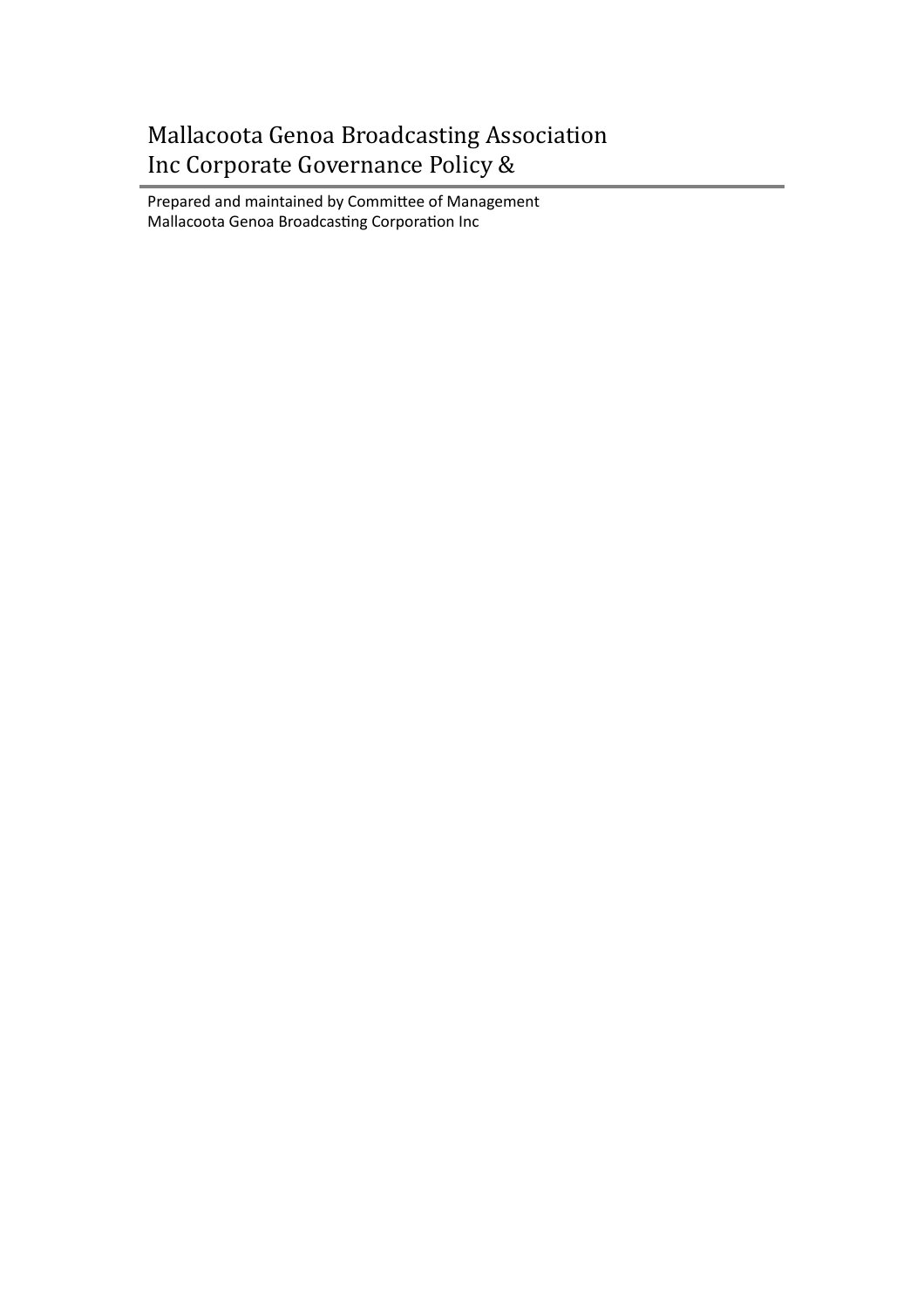# Mallacoota Genoa Broadcasting Association Inc Corporate Governance Policy &

Prepared and maintained by Committee of Management
Mallacoota Genoa Broadcasting Corporation Inc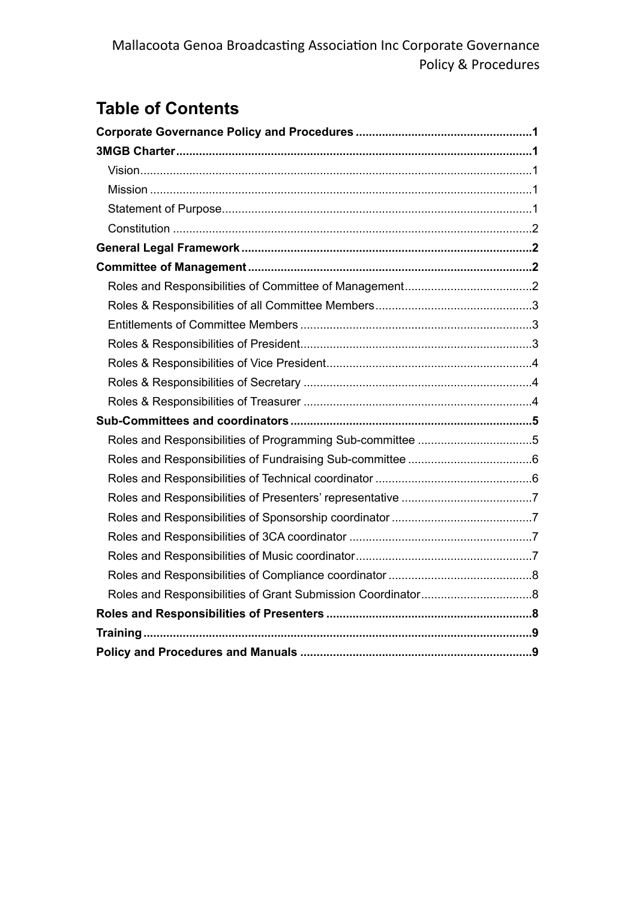## Table of Contents

**Corporate Governance Policy and Procedures** ..................................................... **1**

**3MGB Charter** ..................................................... **1**

- Vision ..................................................... 1
- Mission ..................................................... 1
- Statement of Purpose ..................................................... 1
- Constitution ..................................................... 2

**General Legal Framework** ..................................................... **2**

**Committee of Management** ..................................................... **2**

- Roles and Responsibilities of Committee of Management ..................................................... 2
- Roles & Responsibilities of all Committee Members ..................................................... 3
- Entitlements of Committee Members ..................................................... 3
- Roles & Responsibilities of President ..................................................... 3
- Roles & Responsibilities of Vice President ..................................................... 4
- Roles & Responsibilities of Secretary ..................................................... 4
- Roles & Responsibilities of Treasurer ..................................................... 4

**Sub-Committees and coordinators** ..................................................... **5**

- Roles and Responsibilities of Programming Sub-committee ..................................................... 5
- Roles and Responsibilities of Fundraising Sub-committee ..................................................... 6
- Roles and Responsibilities of Technical coordinator ..................................................... 6
- Roles and Responsibilities of Presenters' representative ..................................................... 7
- Roles and Responsibilities of Sponsorship coordinator ..................................................... 7
- Roles and Responsibilities of 3CA coordinator ..................................................... 7
- Roles and Responsibilities of Music coordinator ..................................................... 7
- Roles and Responsibilities of Compliance coordinator ..................................................... 8
- Roles and Responsibilities of Grant Submission Coordinator ..................................................... 8

**Roles and Responsibilities of Presenters** ..................................................... **8**

**Training** ..................................................... **9**

**Policy and Procedures and Manuals** ..................................................... **9**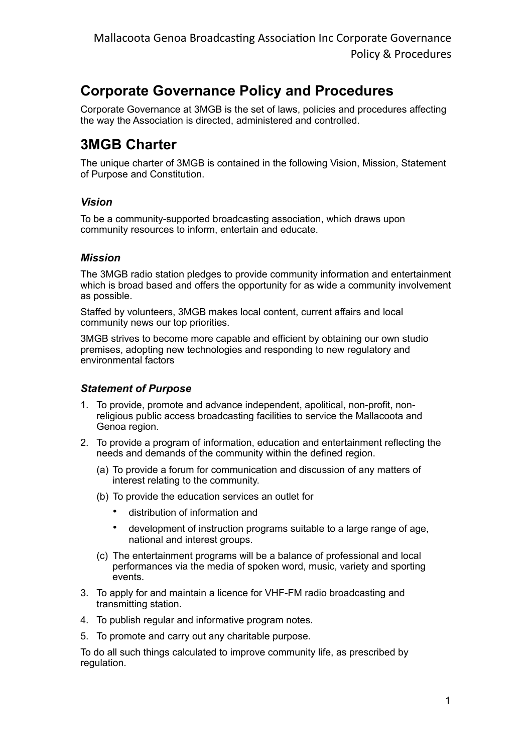# Corporate Governance Policy and Procedures

Corporate Governance at 3MGB is the set of laws, policies and procedures affecting the way the Association is directed, administered and controlled.

# 3MGB Charter

The unique charter of 3MGB is contained in the following Vision, Mission, Statement of Purpose and Constitution.

### *Vision*

To be a community-supported broadcasting association, which draws upon community resources to inform, entertain and educate.

### *Mission*

The 3MGB radio station pledges to provide community information and entertainment which is broad based and offers the opportunity for as wide a community involvement as possible.

Staffed by volunteers, 3MGB makes local content, current affairs and local community news our top priorities.

3MGB strives to become more capable and efficient by obtaining our own studio premises, adopting new technologies and responding to new regulatory and environmental factors

### *Statement of Purpose*

1. To provide, promote and advance independent, apolitical, non-profit, non-religious public access broadcasting facilities to service the Mallacoota and Genoa region.
2. To provide a program of information, education and entertainment reflecting the needs and demands of the community within the defined region.
   (a) To provide a forum for communication and discussion of any matters of interest relating to the community.
   (b) To provide the education services an outlet for
      - distribution of information and
      - development of instruction programs suitable to a large range of age, national and interest groups.
   (c) The entertainment programs will be a balance of professional and local performances via the media of spoken word, music, variety and sporting events.
3. To apply for and maintain a licence for VHF-FM radio broadcasting and transmitting station.
4. To publish regular and informative program notes.
5. To promote and carry out any charitable purpose.

To do all such things calculated to improve community life, as prescribed by regulation.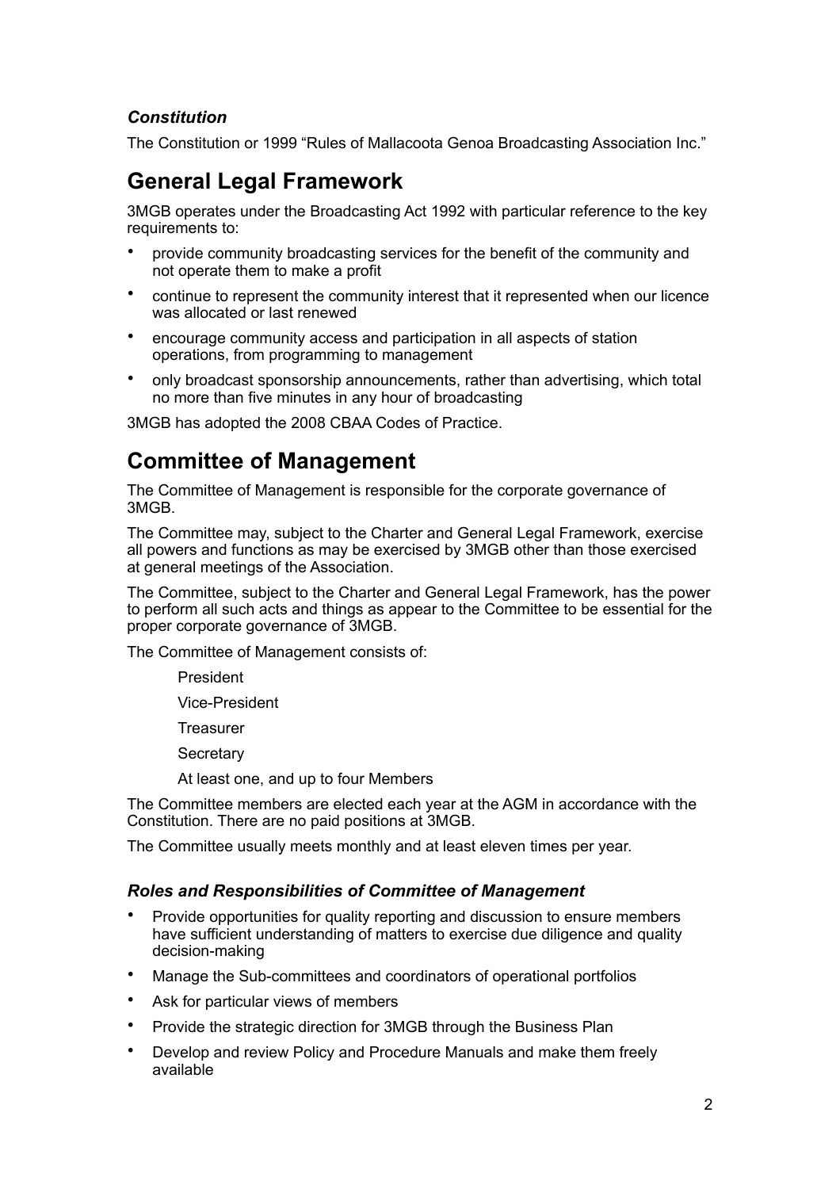### *Constitution*

The Constitution or 1999 "Rules of Mallacoota Genoa Broadcasting Association Inc."

## General Legal Framework

3MGB operates under the Broadcasting Act 1992 with particular reference to the key requirements to:

- provide community broadcasting services for the benefit of the community and not operate them to make a profit
- continue to represent the community interest that it represented when our licence was allocated or last renewed
- encourage community access and participation in all aspects of station operations, from programming to management
- only broadcast sponsorship announcements, rather than advertising, which total no more than five minutes in any hour of broadcasting

3MGB has adopted the 2008 CBAA Codes of Practice.

## Committee of Management

The Committee of Management is responsible for the corporate governance of 3MGB.

The Committee may, subject to the Charter and General Legal Framework, exercise all powers and functions as may be exercised by 3MGB other than those exercised at general meetings of the Association.

The Committee, subject to the Charter and General Legal Framework, has the power to perform all such acts and things as appear to the Committee to be essential for the proper corporate governance of 3MGB.

The Committee of Management consists of:

President

Vice-President

Treasurer

Secretary

At least one, and up to four Members

The Committee members are elected each year at the AGM in accordance with the Constitution. There are no paid positions at 3MGB.

The Committee usually meets monthly and at least eleven times per year.

### *Roles and Responsibilities of Committee of Management*

- Provide opportunities for quality reporting and discussion to ensure members have sufficient understanding of matters to exercise due diligence and quality decision-making
- Manage the Sub-committees and coordinators of operational portfolios
- Ask for particular views of members
- Provide the strategic direction for 3MGB through the Business Plan
- Develop and review Policy and Procedure Manuals and make them freely available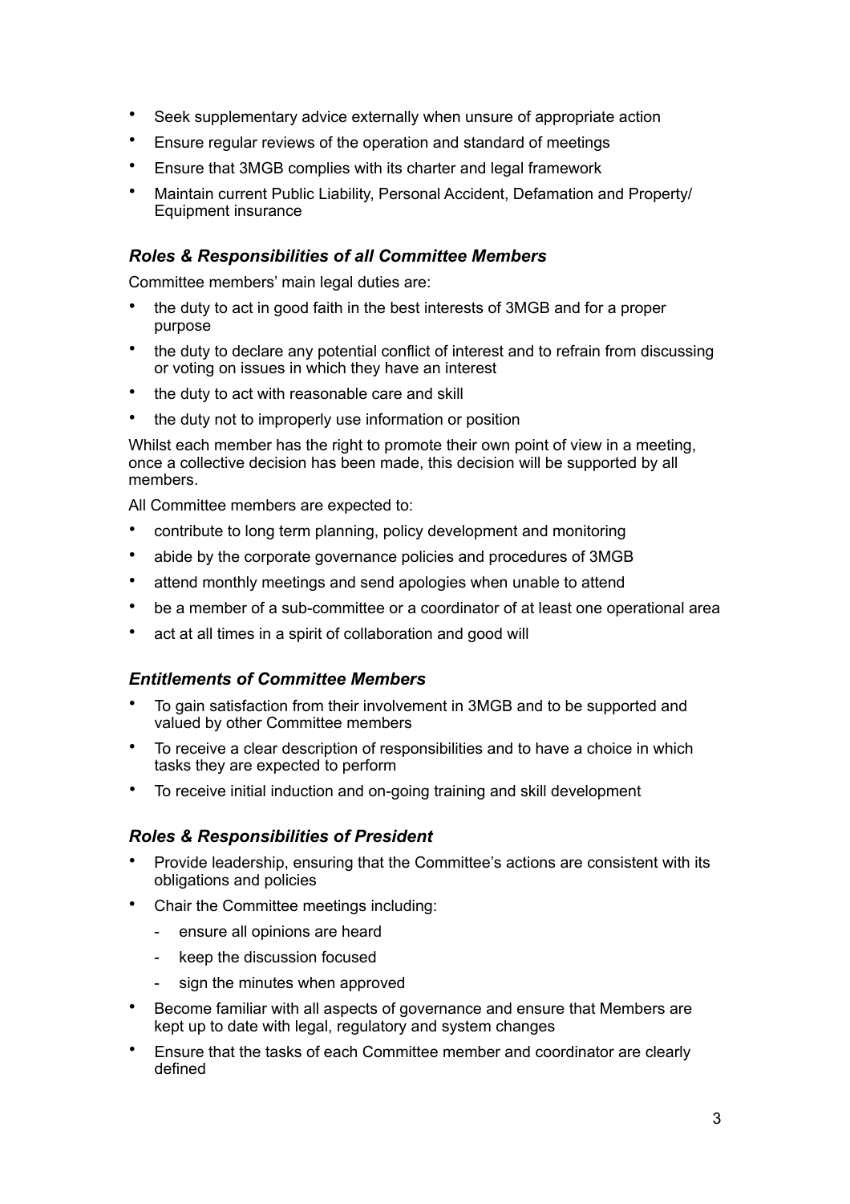- Seek supplementary advice externally when unsure of appropriate action
- Ensure regular reviews of the operation and standard of meetings
- Ensure that 3MGB complies with its charter and legal framework
- Maintain current Public Liability, Personal Accident, Defamation and Property/ Equipment insurance

### *Roles & Responsibilities of all Committee Members*

Committee members' main legal duties are:

- the duty to act in good faith in the best interests of 3MGB and for a proper purpose
- the duty to declare any potential conflict of interest and to refrain from discussing or voting on issues in which they have an interest
- the duty to act with reasonable care and skill
- the duty not to improperly use information or position

Whilst each member has the right to promote their own point of view in a meeting, once a collective decision has been made, this decision will be supported by all members.

All Committee members are expected to:

- contribute to long term planning, policy development and monitoring
- abide by the corporate governance policies and procedures of 3MGB
- attend monthly meetings and send apologies when unable to attend
- be a member of a sub-committee or a coordinator of at least one operational area
- act at all times in a spirit of collaboration and good will

### *Entitlements of Committee Members*

- To gain satisfaction from their involvement in 3MGB and to be supported and valued by other Committee members
- To receive a clear description of responsibilities and to have a choice in which tasks they are expected to perform
- To receive initial induction and on-going training and skill development

### *Roles & Responsibilities of President*

- Provide leadership, ensuring that the Committee's actions are consistent with its obligations and policies
- Chair the Committee meetings including:
  - ensure all opinions are heard
  - keep the discussion focused
  - sign the minutes when approved
- Become familiar with all aspects of governance and ensure that Members are kept up to date with legal, regulatory and system changes
- Ensure that the tasks of each Committee member and coordinator are clearly defined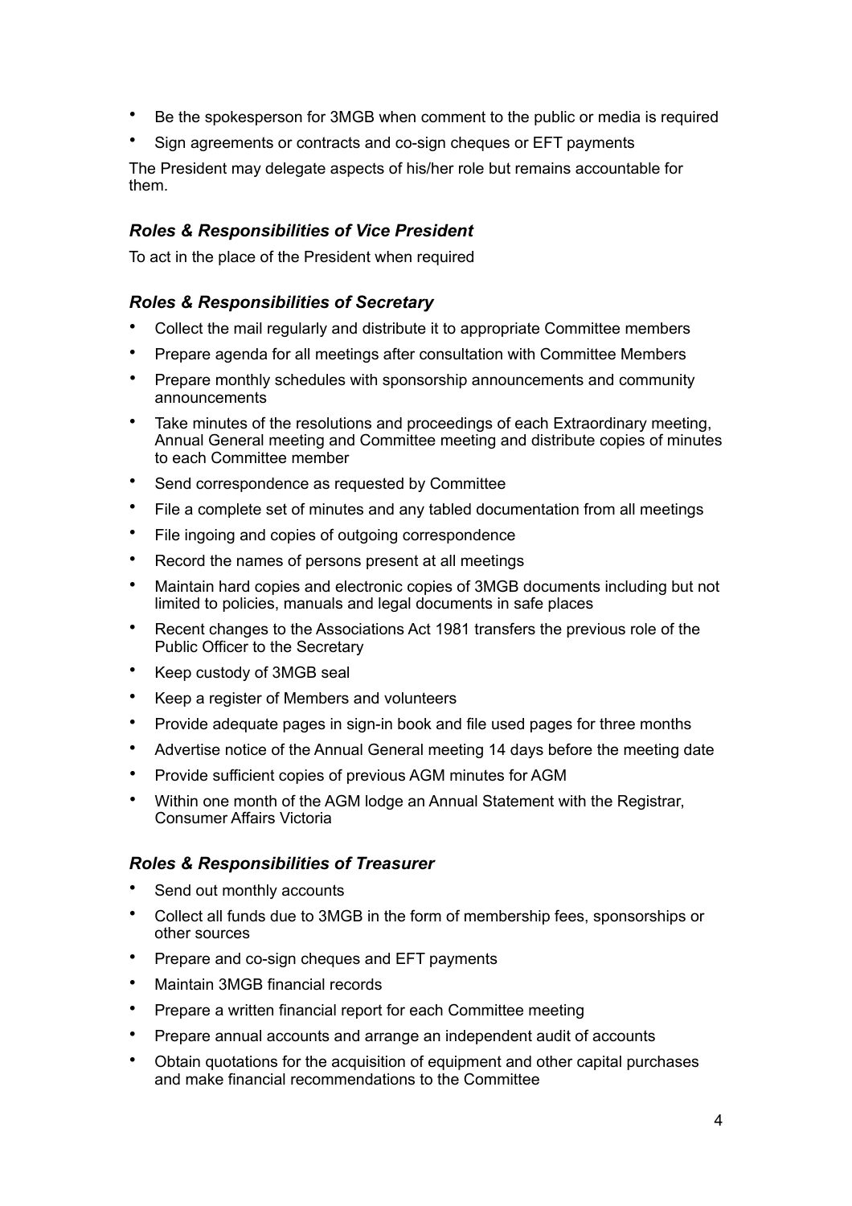- Be the spokesperson for 3MGB when comment to the public or media is required
- Sign agreements or contracts and co-sign cheques or EFT payments

The President may delegate aspects of his/her role but remains accountable for them.

### *Roles & Responsibilities of Vice President*

To act in the place of the President when required

### *Roles & Responsibilities of Secretary*

- Collect the mail regularly and distribute it to appropriate Committee members
- Prepare agenda for all meetings after consultation with Committee Members
- Prepare monthly schedules with sponsorship announcements and community announcements
- Take minutes of the resolutions and proceedings of each Extraordinary meeting, Annual General meeting and Committee meeting and distribute copies of minutes to each Committee member
- Send correspondence as requested by Committee
- File a complete set of minutes and any tabled documentation from all meetings
- File ingoing and copies of outgoing correspondence
- Record the names of persons present at all meetings
- Maintain hard copies and electronic copies of 3MGB documents including but not limited to policies, manuals and legal documents in safe places
- Recent changes to the Associations Act 1981 transfers the previous role of the Public Officer to the Secretary
- Keep custody of 3MGB seal
- Keep a register of Members and volunteers
- Provide adequate pages in sign-in book and file used pages for three months
- Advertise notice of the Annual General meeting 14 days before the meeting date
- Provide sufficient copies of previous AGM minutes for AGM
- Within one month of the AGM lodge an Annual Statement with the Registrar, Consumer Affairs Victoria

### *Roles & Responsibilities of Treasurer*

- Send out monthly accounts
- Collect all funds due to 3MGB in the form of membership fees, sponsorships or other sources
- Prepare and co-sign cheques and EFT payments
- Maintain 3MGB financial records
- Prepare a written financial report for each Committee meeting
- Prepare annual accounts and arrange an independent audit of accounts
- Obtain quotations for the acquisition of equipment and other capital purchases and make financial recommendations to the Committee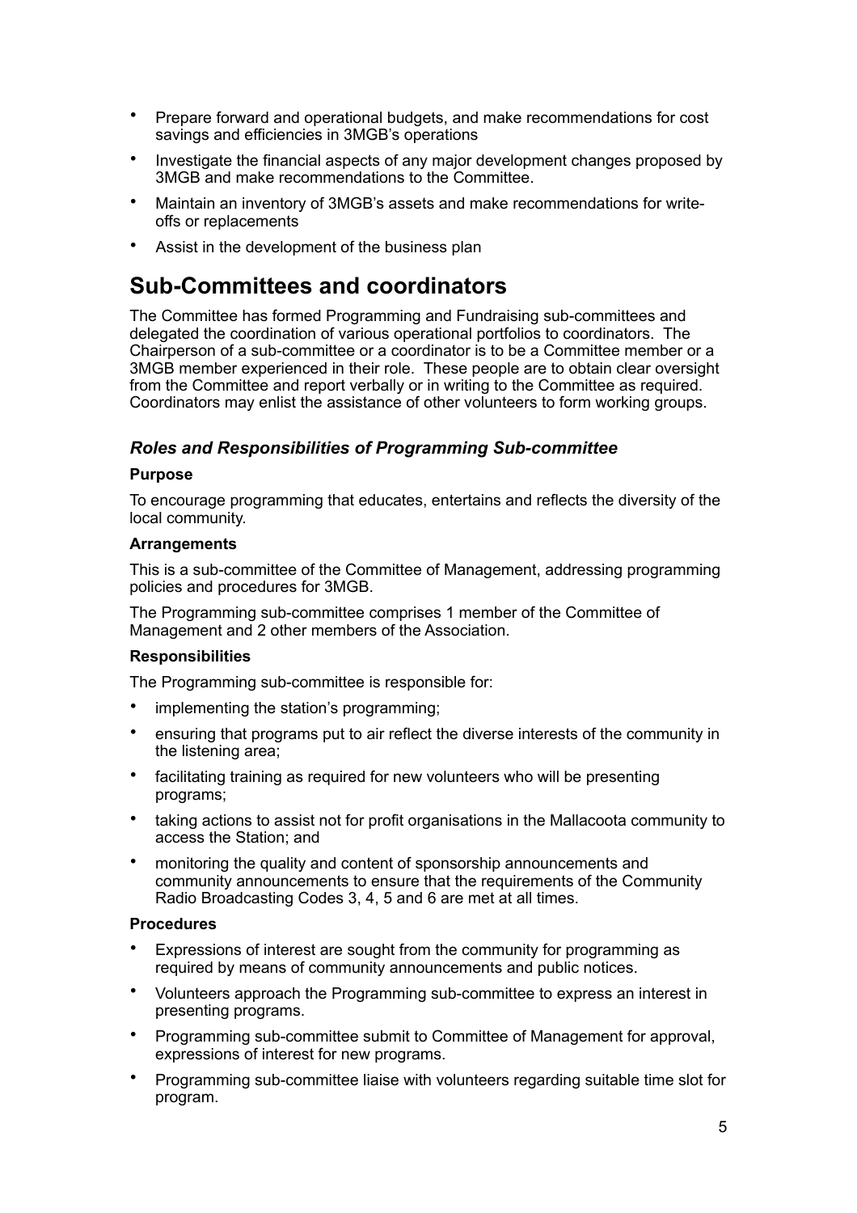- Prepare forward and operational budgets, and make recommendations for cost savings and efficiencies in 3MGB's operations
- Investigate the financial aspects of any major development changes proposed by 3MGB and make recommendations to the Committee.
- Maintain an inventory of 3MGB's assets and make recommendations for write-offs or replacements
- Assist in the development of the business plan

## Sub-Committees and coordinators

The Committee has formed Programming and Fundraising sub-committees and delegated the coordination of various operational portfolios to coordinators. The Chairperson of a sub-committee or a coordinator is to be a Committee member or a 3MGB member experienced in their role. These people are to obtain clear oversight from the Committee and report verbally or in writing to the Committee as required. Coordinators may enlist the assistance of other volunteers to form working groups.

### *Roles and Responsibilities of Programming Sub-committee*

**Purpose**

To encourage programming that educates, entertains and reflects the diversity of the local community.

**Arrangements**

This is a sub-committee of the Committee of Management, addressing programming policies and procedures for 3MGB.

The Programming sub-committee comprises 1 member of the Committee of Management and 2 other members of the Association.

**Responsibilities**

The Programming sub-committee is responsible for:

- implementing the station's programming;
- ensuring that programs put to air reflect the diverse interests of the community in the listening area;
- facilitating training as required for new volunteers who will be presenting programs;
- taking actions to assist not for profit organisations in the Mallacoota community to access the Station; and
- monitoring the quality and content of sponsorship announcements and community announcements to ensure that the requirements of the Community Radio Broadcasting Codes 3, 4, 5 and 6 are met at all times.

**Procedures**

- Expressions of interest are sought from the community for programming as required by means of community announcements and public notices.
- Volunteers approach the Programming sub-committee to express an interest in presenting programs.
- Programming sub-committee submit to Committee of Management for approval, expressions of interest for new programs.
- Programming sub-committee liaise with volunteers regarding suitable time slot for program.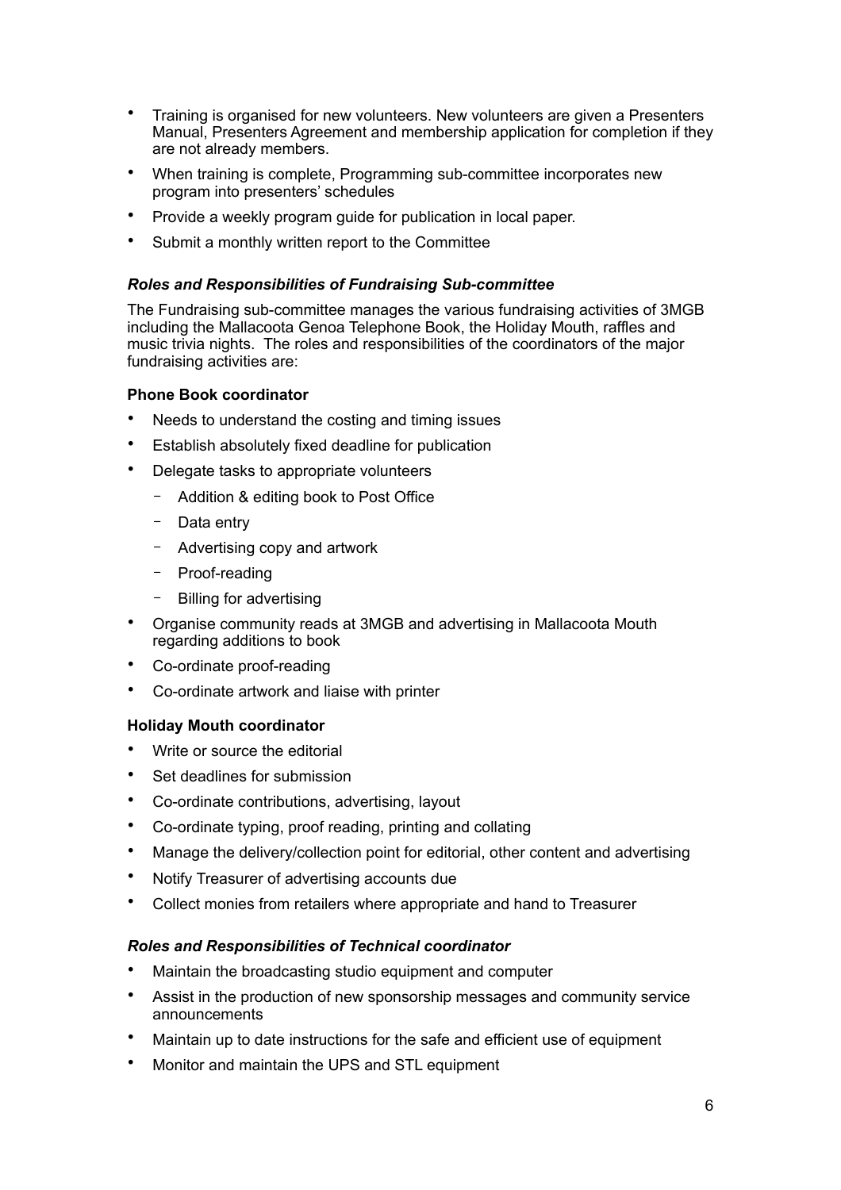- Training is organised for new volunteers. New volunteers are given a Presenters Manual, Presenters Agreement and membership application for completion if they are not already members.
- When training is complete, Programming sub-committee incorporates new program into presenters' schedules
- Provide a weekly program guide for publication in local paper.
- Submit a monthly written report to the Committee

### *Roles and Responsibilities of Fundraising Sub-committee*

The Fundraising sub-committee manages the various fundraising activities of 3MGB including the Mallacoota Genoa Telephone Book, the Holiday Mouth, raffles and music trivia nights. The roles and responsibilities of the coordinators of the major fundraising activities are:

#### Phone Book coordinator

- Needs to understand the costing and timing issues
- Establish absolutely fixed deadline for publication
- Delegate tasks to appropriate volunteers
  - Addition & editing book to Post Office
  - Data entry
  - Advertising copy and artwork
  - Proof-reading
  - Billing for advertising
- Organise community reads at 3MGB and advertising in Mallacoota Mouth regarding additions to book
- Co-ordinate proof-reading
- Co-ordinate artwork and liaise with printer

#### Holiday Mouth coordinator

- Write or source the editorial
- Set deadlines for submission
- Co-ordinate contributions, advertising, layout
- Co-ordinate typing, proof reading, printing and collating
- Manage the delivery/collection point for editorial, other content and advertising
- Notify Treasurer of advertising accounts due
- Collect monies from retailers where appropriate and hand to Treasurer

### *Roles and Responsibilities of Technical coordinator*

- Maintain the broadcasting studio equipment and computer
- Assist in the production of new sponsorship messages and community service announcements
- Maintain up to date instructions for the safe and efficient use of equipment
- Monitor and maintain the UPS and STL equipment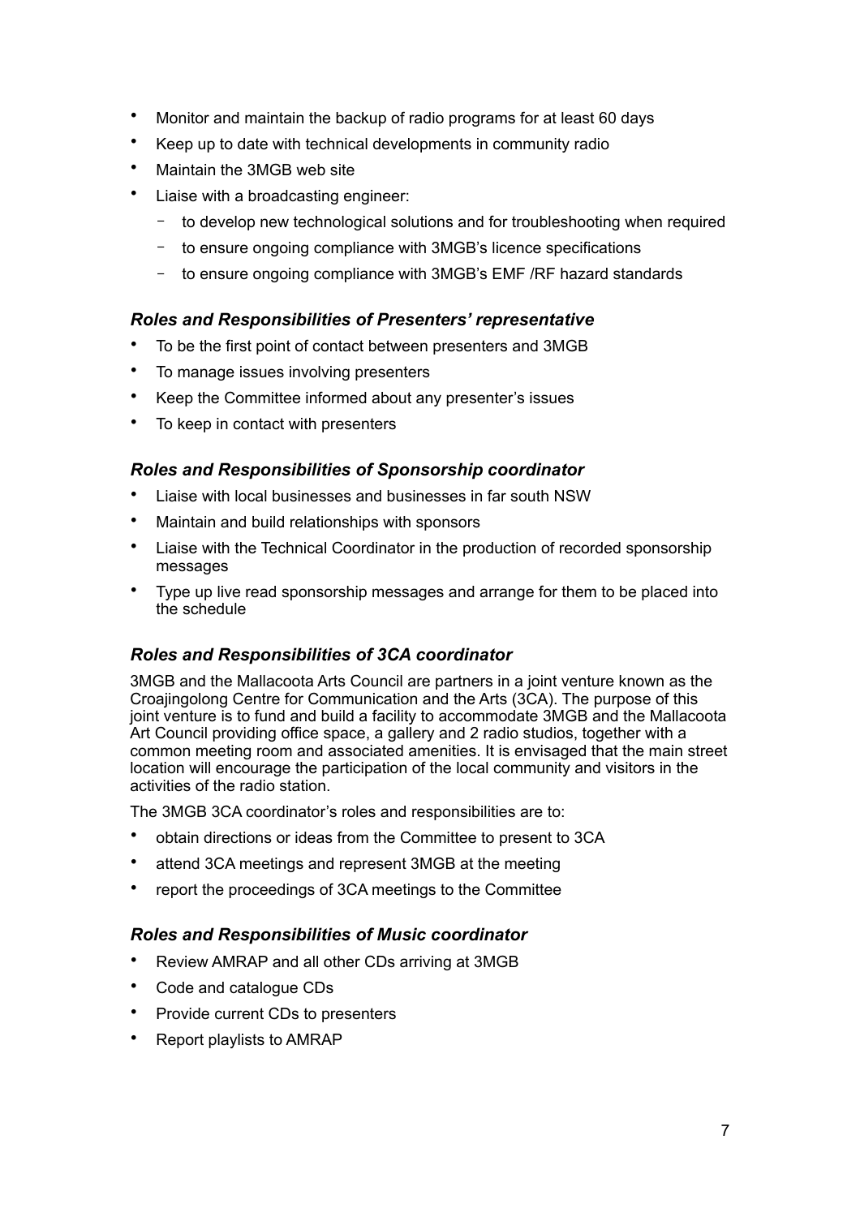- Monitor and maintain the backup of radio programs for at least 60 days
- Keep up to date with technical developments in community radio
- Maintain the 3MGB web site
- Liaise with a broadcasting engineer:
  - to develop new technological solutions and for troubleshooting when required
  - to ensure ongoing compliance with 3MGB's licence specifications
  - to ensure ongoing compliance with 3MGB's EMF /RF hazard standards

### *Roles and Responsibilities of Presenters' representative*

- To be the first point of contact between presenters and 3MGB
- To manage issues involving presenters
- Keep the Committee informed about any presenter's issues
- To keep in contact with presenters

### *Roles and Responsibilities of Sponsorship coordinator*

- Liaise with local businesses and businesses in far south NSW
- Maintain and build relationships with sponsors
- Liaise with the Technical Coordinator in the production of recorded sponsorship messages
- Type up live read sponsorship messages and arrange for them to be placed into the schedule

### *Roles and Responsibilities of 3CA coordinator*

3MGB and the Mallacoota Arts Council are partners in a joint venture known as the Croajingolong Centre for Communication and the Arts (3CA). The purpose of this joint venture is to fund and build a facility to accommodate 3MGB and the Mallacoota Art Council providing office space, a gallery and 2 radio studios, together with a common meeting room and associated amenities. It is envisaged that the main street location will encourage the participation of the local community and visitors in the activities of the radio station.

The 3MGB 3CA coordinator's roles and responsibilities are to:

- obtain directions or ideas from the Committee to present to 3CA
- attend 3CA meetings and represent 3MGB at the meeting
- report the proceedings of 3CA meetings to the Committee

### *Roles and Responsibilities of Music coordinator*

- Review AMRAP and all other CDs arriving at 3MGB
- Code and catalogue CDs
- Provide current CDs to presenters
- Report playlists to AMRAP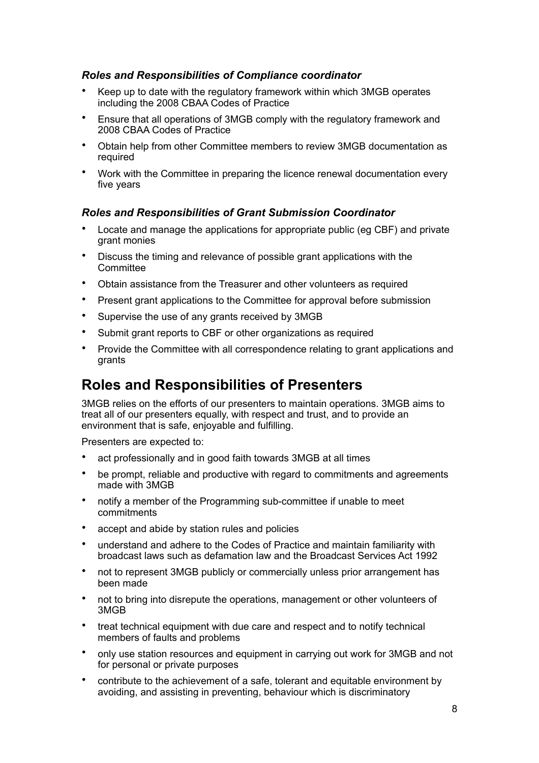### *Roles and Responsibilities of Compliance coordinator*

- Keep up to date with the regulatory framework within which 3MGB operates including the 2008 CBAA Codes of Practice
- Ensure that all operations of 3MGB comply with the regulatory framework and 2008 CBAA Codes of Practice
- Obtain help from other Committee members to review 3MGB documentation as required
- Work with the Committee in preparing the licence renewal documentation every five years

### *Roles and Responsibilities of Grant Submission Coordinator*

- Locate and manage the applications for appropriate public (eg CBF) and private grant monies
- Discuss the timing and relevance of possible grant applications with the Committee
- Obtain assistance from the Treasurer and other volunteers as required
- Present grant applications to the Committee for approval before submission
- Supervise the use of any grants received by 3MGB
- Submit grant reports to CBF or other organizations as required
- Provide the Committee with all correspondence relating to grant applications and grants

## Roles and Responsibilities of Presenters

3MGB relies on the efforts of our presenters to maintain operations. 3MGB aims to treat all of our presenters equally, with respect and trust, and to provide an environment that is safe, enjoyable and fulfilling.

Presenters are expected to:

- act professionally and in good faith towards 3MGB at all times
- be prompt, reliable and productive with regard to commitments and agreements made with 3MGB
- notify a member of the Programming sub-committee if unable to meet commitments
- accept and abide by station rules and policies
- understand and adhere to the Codes of Practice and maintain familiarity with broadcast laws such as defamation law and the Broadcast Services Act 1992
- not to represent 3MGB publicly or commercially unless prior arrangement has been made
- not to bring into disrepute the operations, management or other volunteers of 3MGB
- treat technical equipment with due care and respect and to notify technical members of faults and problems
- only use station resources and equipment in carrying out work for 3MGB and not for personal or private purposes
- contribute to the achievement of a safe, tolerant and equitable environment by avoiding, and assisting in preventing, behaviour which is discriminatory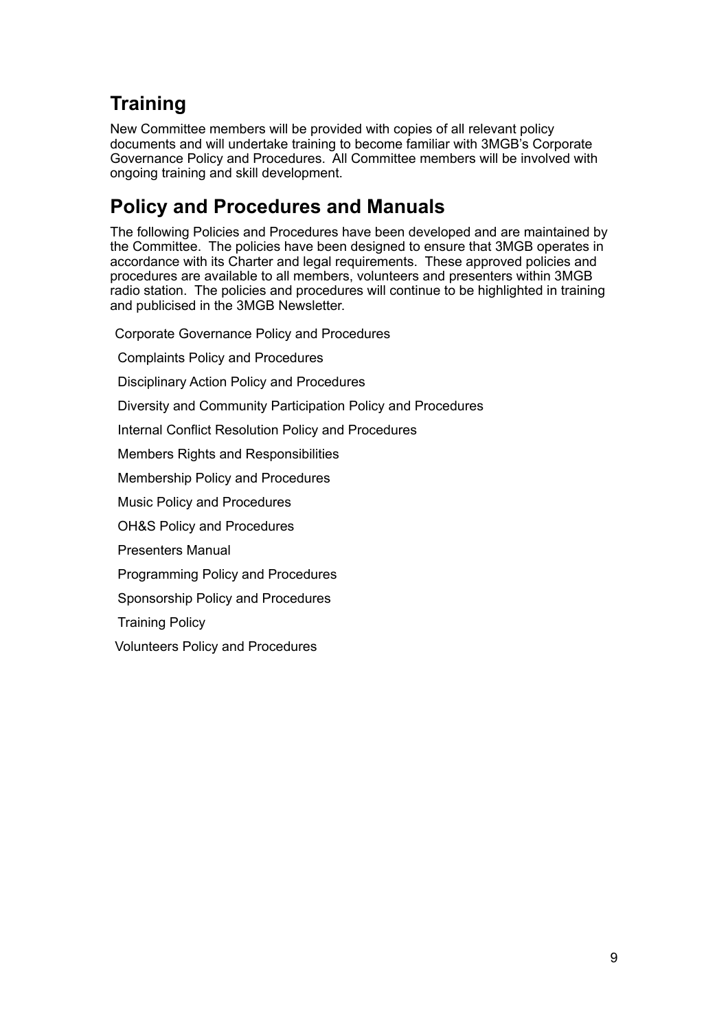## Training

New Committee members will be provided with copies of all relevant policy documents and will undertake training to become familiar with 3MGB's Corporate Governance Policy and Procedures. All Committee members will be involved with ongoing training and skill development.

## Policy and Procedures and Manuals

The following Policies and Procedures have been developed and are maintained by the Committee. The policies have been designed to ensure that 3MGB operates in accordance with its Charter and legal requirements. These approved policies and procedures are available to all members, volunteers and presenters within 3MGB radio station. The policies and procedures will continue to be highlighted in training and publicised in the 3MGB Newsletter.

Corporate Governance Policy and Procedures

Complaints Policy and Procedures

Disciplinary Action Policy and Procedures

Diversity and Community Participation Policy and Procedures

Internal Conflict Resolution Policy and Procedures

Members Rights and Responsibilities

Membership Policy and Procedures

Music Policy and Procedures

OH&S Policy and Procedures

Presenters Manual

Programming Policy and Procedures

Sponsorship Policy and Procedures

Training Policy

Volunteers Policy and Procedures